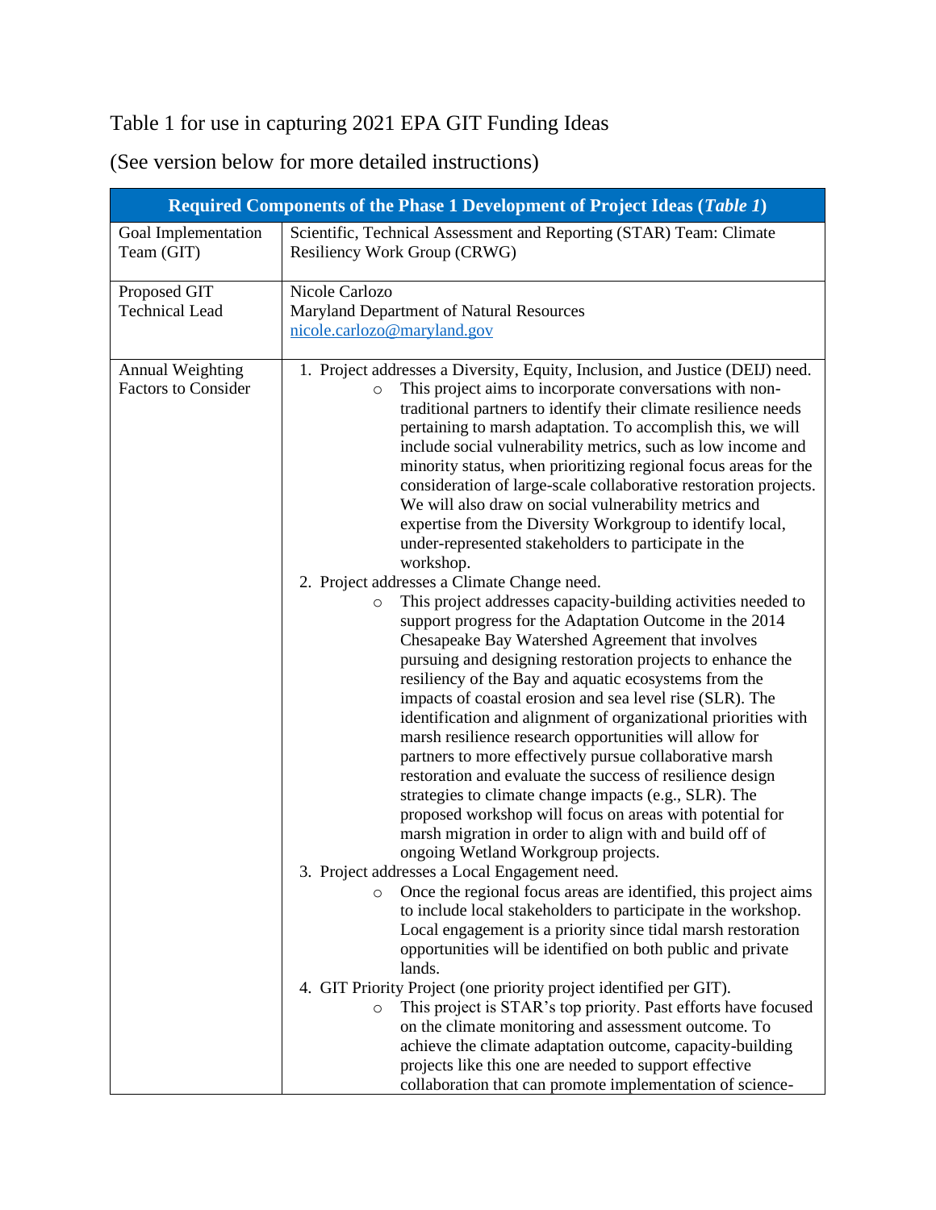Table 1 for use in capturing 2021 EPA GIT Funding Ideas

(See version below for more detailed instructions)

| **Required Components of the Phase 1 Development of Project Ideas (*Table 1*)** | |
|---|---|
| Goal Implementation Team (GIT) | Scientific, Technical Assessment and Reporting (STAR) Team: Climate Resiliency Work Group (CRWG) |
| Proposed GIT Technical Lead | Nicole Carlozo<br>Maryland Department of Natural Resources<br>nicole.carlozo@maryland.gov |
| Annual Weighting Factors to Consider | 1. Project addresses a Diversity, Equity, Inclusion, and Justice (DEIJ) need.<br>　○ This project aims to incorporate conversations with non-traditional partners to identify their climate resilience needs pertaining to marsh adaptation. To accomplish this, we will include social vulnerability metrics, such as low income and minority status, when prioritizing regional focus areas for the consideration of large-scale collaborative restoration projects. We will also draw on social vulnerability metrics and expertise from the Diversity Workgroup to identify local, under-represented stakeholders to participate in the workshop.<br>2. Project addresses a Climate Change need.<br>　○ This project addresses capacity-building activities needed to support progress for the Adaptation Outcome in the 2014 Chesapeake Bay Watershed Agreement that involves pursuing and designing restoration projects to enhance the resiliency of the Bay and aquatic ecosystems from the impacts of coastal erosion and sea level rise (SLR). The identification and alignment of organizational priorities with marsh resilience research opportunities will allow for partners to more effectively pursue collaborative marsh restoration and evaluate the success of resilience design strategies to climate change impacts (e.g., SLR). The proposed workshop will focus on areas with potential for marsh migration in order to align with and build off of ongoing Wetland Workgroup projects.<br>3. Project addresses a Local Engagement need.<br>　○ Once the regional focus areas are identified, this project aims to include local stakeholders to participate in the workshop. Local engagement is a priority since tidal marsh restoration opportunities will be identified on both public and private lands.<br>4. GIT Priority Project (one priority project identified per GIT).<br>　○ This project is STAR's top priority. Past efforts have focused on the climate monitoring and assessment outcome. To achieve the climate adaptation outcome, capacity-building projects like this one are needed to support effective collaboration that can promote implementation of science- |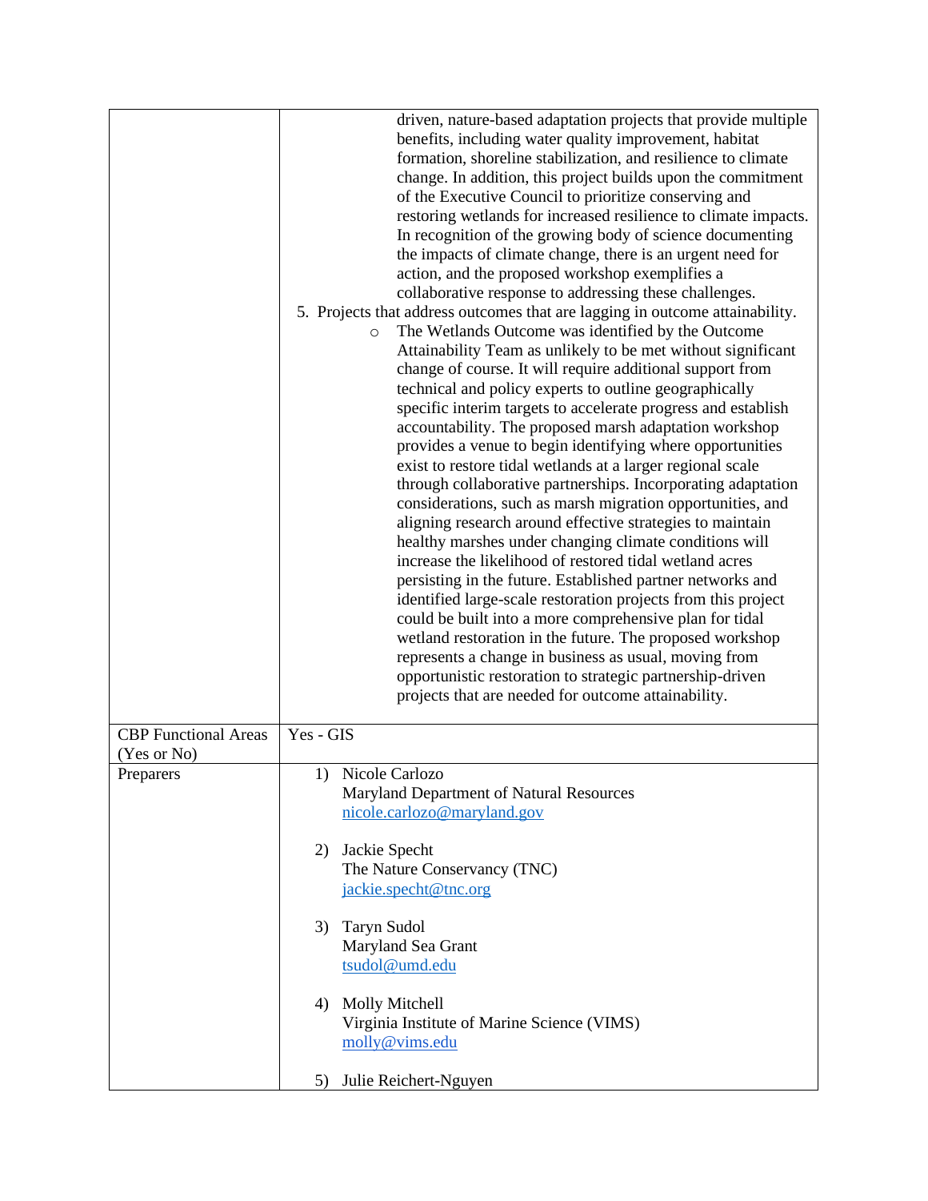| | |
|---|---|
| | driven, nature-based adaptation projects that provide multiple benefits, including water quality improvement, habitat formation, shoreline stabilization, and resilience to climate change. In addition, this project builds upon the commitment of the Executive Council to prioritize conserving and restoring wetlands for increased resilience to climate impacts. In recognition of the growing body of science documenting the impacts of climate change, there is an urgent need for action, and the proposed workshop exemplifies a collaborative response to addressing these challenges.<br>5. Projects that address outcomes that are lagging in outcome attainability.<br>◦ The Wetlands Outcome was identified by the Outcome Attainability Team as unlikely to be met without significant change of course. It will require additional support from technical and policy experts to outline geographically specific interim targets to accelerate progress and establish accountability. The proposed marsh adaptation workshop provides a venue to begin identifying where opportunities exist to restore tidal wetlands at a larger regional scale through collaborative partnerships. Incorporating adaptation considerations, such as marsh migration opportunities, and aligning research around effective strategies to maintain healthy marshes under changing climate conditions will increase the likelihood of restored tidal wetland acres persisting in the future. Established partner networks and identified large-scale restoration projects from this project could be built into a more comprehensive plan for tidal wetland restoration in the future. The proposed workshop represents a change in business as usual, moving from opportunistic restoration to strategic partnership-driven projects that are needed for outcome attainability. |
| CBP Functional Areas (Yes or No) | Yes - GIS |
| Preparers | 1) Nicole Carlozo<br>Maryland Department of Natural Resources<br>nicole.carlozo@maryland.gov<br><br>2) Jackie Specht<br>The Nature Conservancy (TNC)<br>jackie.specht@tnc.org<br><br>3) Taryn Sudol<br>Maryland Sea Grant<br>tsudol@umd.edu<br><br>4) Molly Mitchell<br>Virginia Institute of Marine Science (VIMS)<br>molly@vims.edu<br><br>5) Julie Reichert-Nguyen |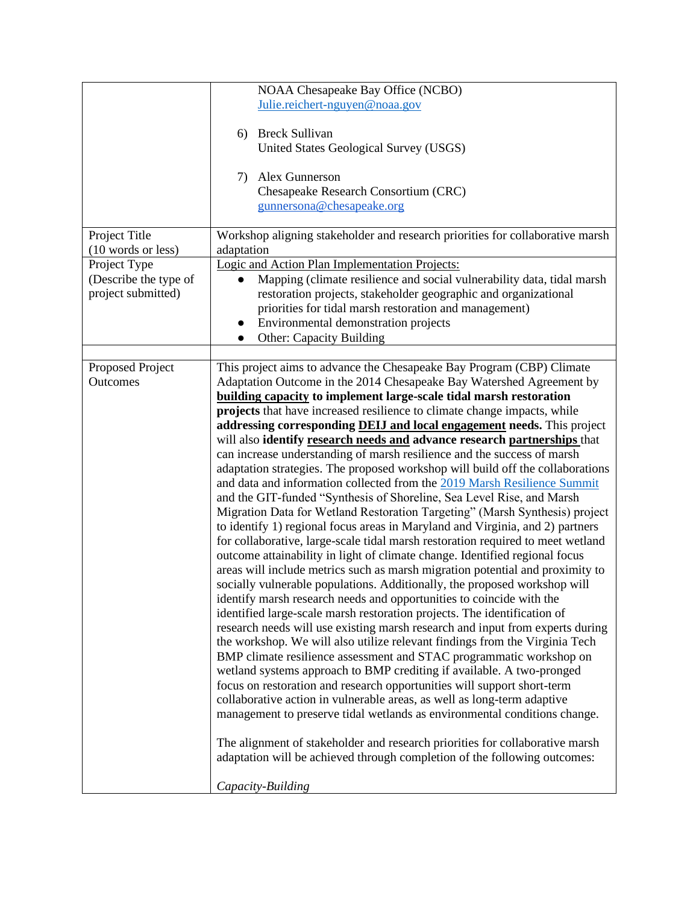| | |
|---|---|
| | NOAA Chesapeake Bay Office (NCBO)<br>Julie.reichert-nguyen@noaa.gov<br><br>6) Breck Sullivan<br>United States Geological Survey (USGS)<br><br>7) Alex Gunnerson<br>Chesapeake Research Consortium (CRC)<br>gunnersona@chesapeake.org |
| Project Title (10 words or less) | Workshop aligning stakeholder and research priorities for collaborative marsh adaptation |
| Project Type (Describe the type of project submitted) | Logic and Action Plan Implementation Projects:<br>● Mapping (climate resilience and social vulnerability data, tidal marsh restoration projects, stakeholder geographic and organizational priorities for tidal marsh restoration and management)<br>● Environmental demonstration projects<br>● Other: Capacity Building |
| | |
| Proposed Project Outcomes | This project aims to advance the Chesapeake Bay Program (CBP) Climate Adaptation Outcome in the 2014 Chesapeake Bay Watershed Agreement by **building capacity to implement large-scale tidal marsh restoration projects** that have increased resilience to climate change impacts, while **addressing corresponding DEIJ and local engagement needs.** This project will also **identify research needs and advance research partnerships** that can increase understanding of marsh resilience and the success of marsh adaptation strategies. The proposed workshop will build off the collaborations and data and information collected from the 2019 Marsh Resilience Summit and the GIT-funded "Synthesis of Shoreline, Sea Level Rise, and Marsh Migration Data for Wetland Restoration Targeting" (Marsh Synthesis) project to identify 1) regional focus areas in Maryland and Virginia, and 2) partners for collaborative, large-scale tidal marsh restoration required to meet wetland outcome attainability in light of climate change. Identified regional focus areas will include metrics such as marsh migration potential and proximity to socially vulnerable populations. Additionally, the proposed workshop will identify marsh research needs and opportunities to coincide with the identified large-scale marsh restoration projects. The identification of research needs will use existing marsh research and input from experts during the workshop. We will also utilize relevant findings from the Virginia Tech BMP climate resilience assessment and STAC programmatic workshop on wetland systems approach to BMP crediting if available. A two-pronged focus on restoration and research opportunities will support short-term collaborative action in vulnerable areas, as well as long-term adaptive management to preserve tidal wetlands as environmental conditions change.<br><br>The alignment of stakeholder and research priorities for collaborative marsh adaptation will be achieved through completion of the following outcomes:<br><br>*Capacity-Building* |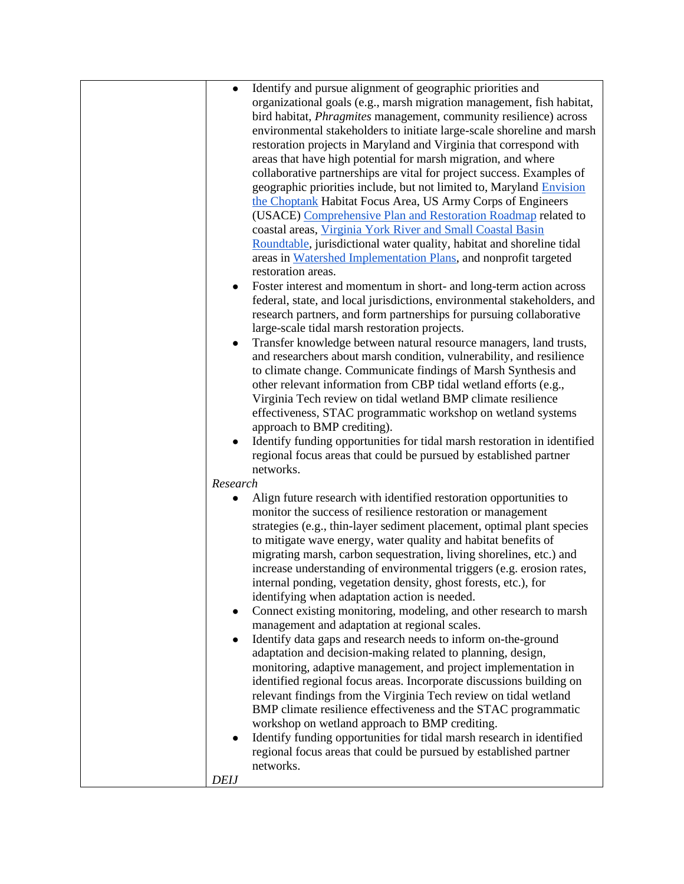| | - Identify and pursue alignment of geographic priorities and organizational goals (e.g., marsh migration management, fish habitat, bird habitat, *Phragmites* management, community resilience) across environmental stakeholders to initiate large-scale shoreline and marsh restoration projects in Maryland and Virginia that correspond with areas that have high potential for marsh migration, and where collaborative partnerships are vital for project success. Examples of geographic priorities include, but not limited to, Maryland Envision the Choptank Habitat Focus Area, US Army Corps of Engineers (USACE) Comprehensive Plan and Restoration Roadmap related to coastal areas, Virginia York River and Small Coastal Basin Roundtable, jurisdictional water quality, habitat and shoreline tidal areas in Watershed Implementation Plans, and nonprofit targeted restoration areas.<br>- Foster interest and momentum in short- and long-term action across federal, state, and local jurisdictions, environmental stakeholders, and research partners, and form partnerships for pursuing collaborative large-scale tidal marsh restoration projects.<br>- Transfer knowledge between natural resource managers, land trusts, and researchers about marsh condition, vulnerability, and resilience to climate change. Communicate findings of Marsh Synthesis and other relevant information from CBP tidal wetland efforts (e.g., Virginia Tech review on tidal wetland BMP climate resilience effectiveness, STAC programmatic workshop on wetland systems approach to BMP crediting).<br>- Identify funding opportunities for tidal marsh restoration in identified regional focus areas that could be pursued by established partner networks.<br>*Research*<br>- Align future research with identified restoration opportunities to monitor the success of resilience restoration or management strategies (e.g., thin-layer sediment placement, optimal plant species to mitigate wave energy, water quality and habitat benefits of migrating marsh, carbon sequestration, living shorelines, etc.) and increase understanding of environmental triggers (e.g. erosion rates, internal ponding, vegetation density, ghost forests, etc.), for identifying when adaptation action is needed.<br>- Connect existing monitoring, modeling, and other research to marsh management and adaptation at regional scales.<br>- Identify data gaps and research needs to inform on-the-ground adaptation and decision-making related to planning, design, monitoring, adaptive management, and project implementation in identified regional focus areas. Incorporate discussions building on relevant findings from the Virginia Tech review on tidal wetland BMP climate resilience effectiveness and the STAC programmatic workshop on wetland approach to BMP crediting.<br>- Identify funding opportunities for tidal marsh research in identified regional focus areas that could be pursued by established partner networks.<br>*DEIJ* |
|---|---|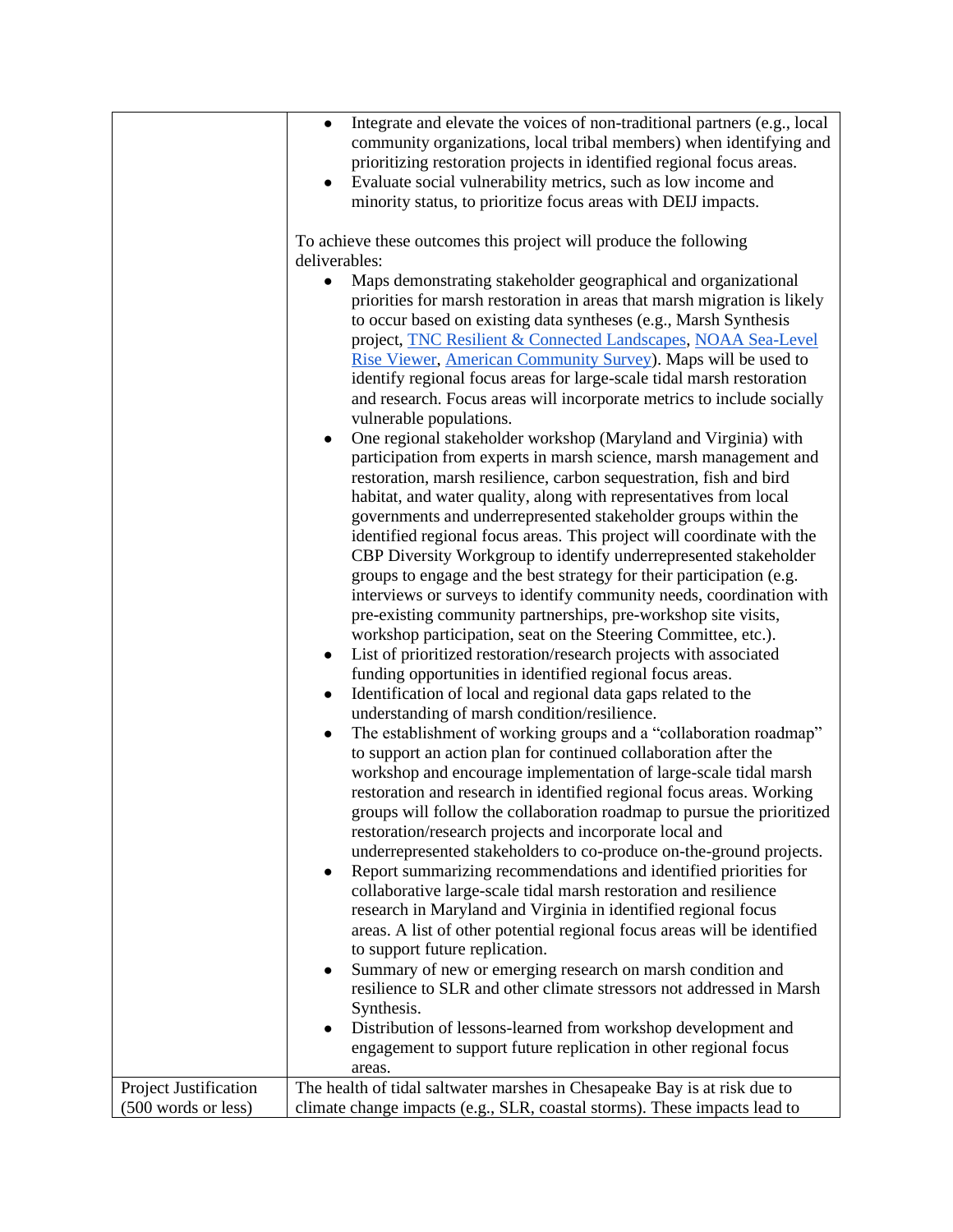| | |
|---|---|
| | • Integrate and elevate the voices of non-traditional partners (e.g., local community organizations, local tribal members) when identifying and prioritizing restoration projects in identified regional focus areas.<br>• Evaluate social vulnerability metrics, such as low income and minority status, to prioritize focus areas with DEIJ impacts.<br><br>To achieve these outcomes this project will produce the following deliverables:<br>• Maps demonstrating stakeholder geographical and organizational priorities for marsh restoration in areas that marsh migration is likely to occur based on existing data syntheses (e.g., Marsh Synthesis project, TNC Resilient & Connected Landscapes, NOAA Sea-Level Rise Viewer, American Community Survey). Maps will be used to identify regional focus areas for large-scale tidal marsh restoration and research. Focus areas will incorporate metrics to include socially vulnerable populations.<br>• One regional stakeholder workshop (Maryland and Virginia) with participation from experts in marsh science, marsh management and restoration, marsh resilience, carbon sequestration, fish and bird habitat, and water quality, along with representatives from local governments and underrepresented stakeholder groups within the identified regional focus areas. This project will coordinate with the CBP Diversity Workgroup to identify underrepresented stakeholder groups to engage and the best strategy for their participation (e.g. interviews or surveys to identify community needs, coordination with pre-existing community partnerships, pre-workshop site visits, workshop participation, seat on the Steering Committee, etc.).<br>• List of prioritized restoration/research projects with associated funding opportunities in identified regional focus areas.<br>• Identification of local and regional data gaps related to the understanding of marsh condition/resilience.<br>• The establishment of working groups and a "collaboration roadmap" to support an action plan for continued collaboration after the workshop and encourage implementation of large-scale tidal marsh restoration and research in identified regional focus areas. Working groups will follow the collaboration roadmap to pursue the prioritized restoration/research projects and incorporate local and underrepresented stakeholders to co-produce on-the-ground projects.<br>• Report summarizing recommendations and identified priorities for collaborative large-scale tidal marsh restoration and resilience research in Maryland and Virginia in identified regional focus areas. A list of other potential regional focus areas will be identified to support future replication.<br>• Summary of new or emerging research on marsh condition and resilience to SLR and other climate stressors not addressed in Marsh Synthesis.<br>• Distribution of lessons-learned from workshop development and engagement to support future replication in other regional focus areas. |
| Project Justification (500 words or less) | The health of tidal saltwater marshes in Chesapeake Bay is at risk due to climate change impacts (e.g., SLR, coastal storms). These impacts lead to |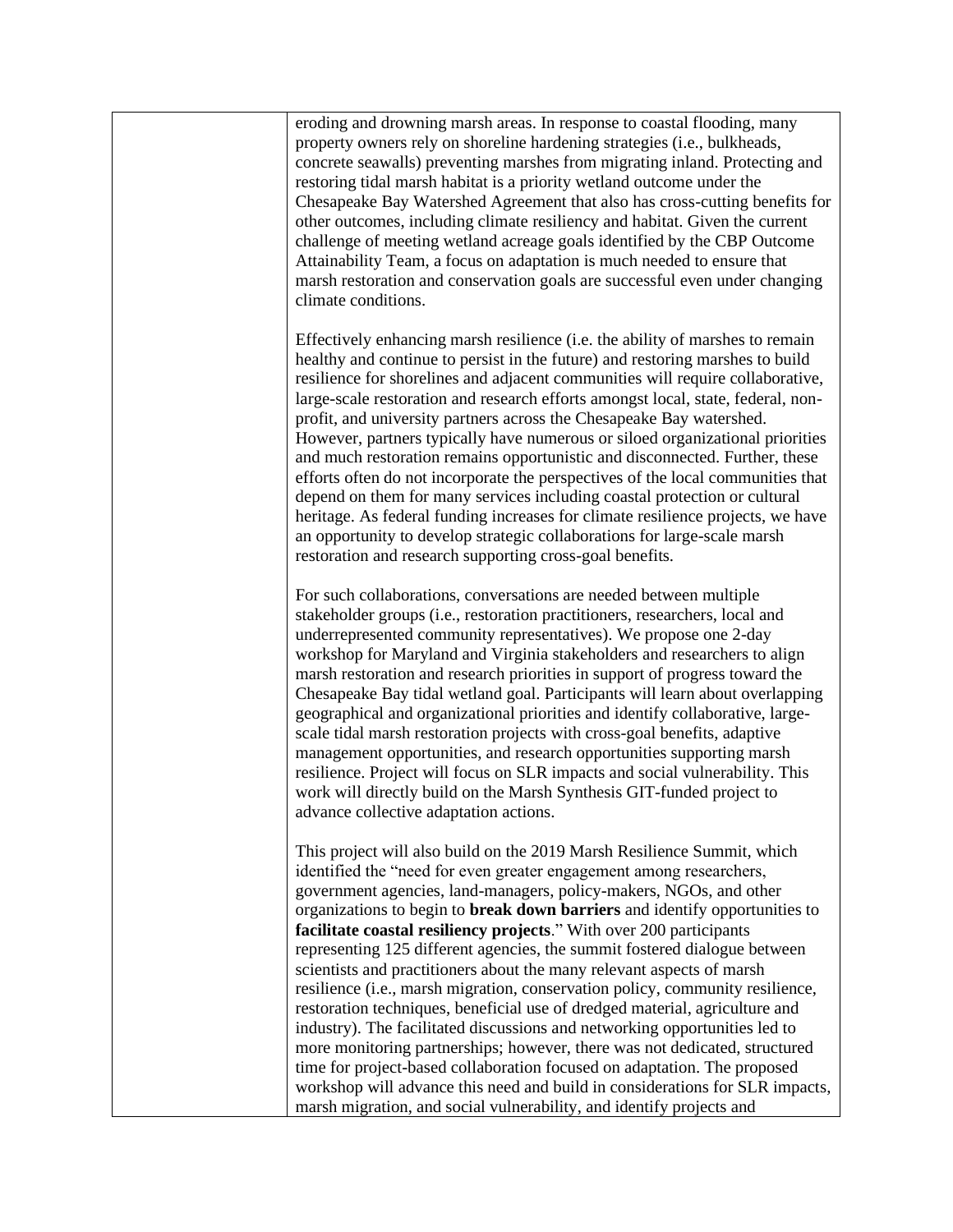| | |
|---|---|
| | eroding and drowning marsh areas. In response to coastal flooding, many property owners rely on shoreline hardening strategies (i.e., bulkheads, concrete seawalls) preventing marshes from migrating inland. Protecting and restoring tidal marsh habitat is a priority wetland outcome under the Chesapeake Bay Watershed Agreement that also has cross-cutting benefits for other outcomes, including climate resiliency and habitat. Given the current challenge of meeting wetland acreage goals identified by the CBP Outcome Attainability Team, a focus on adaptation is much needed to ensure that marsh restoration and conservation goals are successful even under changing climate conditions.<br><br>Effectively enhancing marsh resilience (i.e. the ability of marshes to remain healthy and continue to persist in the future) and restoring marshes to build resilience for shorelines and adjacent communities will require collaborative, large-scale restoration and research efforts amongst local, state, federal, non-profit, and university partners across the Chesapeake Bay watershed. However, partners typically have numerous or siloed organizational priorities and much restoration remains opportunistic and disconnected. Further, these efforts often do not incorporate the perspectives of the local communities that depend on them for many services including coastal protection or cultural heritage. As federal funding increases for climate resilience projects, we have an opportunity to develop strategic collaborations for large-scale marsh restoration and research supporting cross-goal benefits.<br><br>For such collaborations, conversations are needed between multiple stakeholder groups (i.e., restoration practitioners, researchers, local and underrepresented community representatives). We propose one 2-day workshop for Maryland and Virginia stakeholders and researchers to align marsh restoration and research priorities in support of progress toward the Chesapeake Bay tidal wetland goal. Participants will learn about overlapping geographical and organizational priorities and identify collaborative, large-scale tidal marsh restoration projects with cross-goal benefits, adaptive management opportunities, and research opportunities supporting marsh resilience. Project will focus on SLR impacts and social vulnerability. This work will directly build on the Marsh Synthesis GIT-funded project to advance collective adaptation actions.<br><br>This project will also build on the 2019 Marsh Resilience Summit, which identified the "need for even greater engagement among researchers, government agencies, land-managers, policy-makers, NGOs, and other organizations to begin to **break down barriers** and identify opportunities to **facilitate coastal resiliency projects**." With over 200 participants representing 125 different agencies, the summit fostered dialogue between scientists and practitioners about the many relevant aspects of marsh resilience (i.e., marsh migration, conservation policy, community resilience, restoration techniques, beneficial use of dredged material, agriculture and industry). The facilitated discussions and networking opportunities led to more monitoring partnerships; however, there was not dedicated, structured time for project-based collaboration focused on adaptation. The proposed workshop will advance this need and build in considerations for SLR impacts, marsh migration, and social vulnerability, and identify projects and |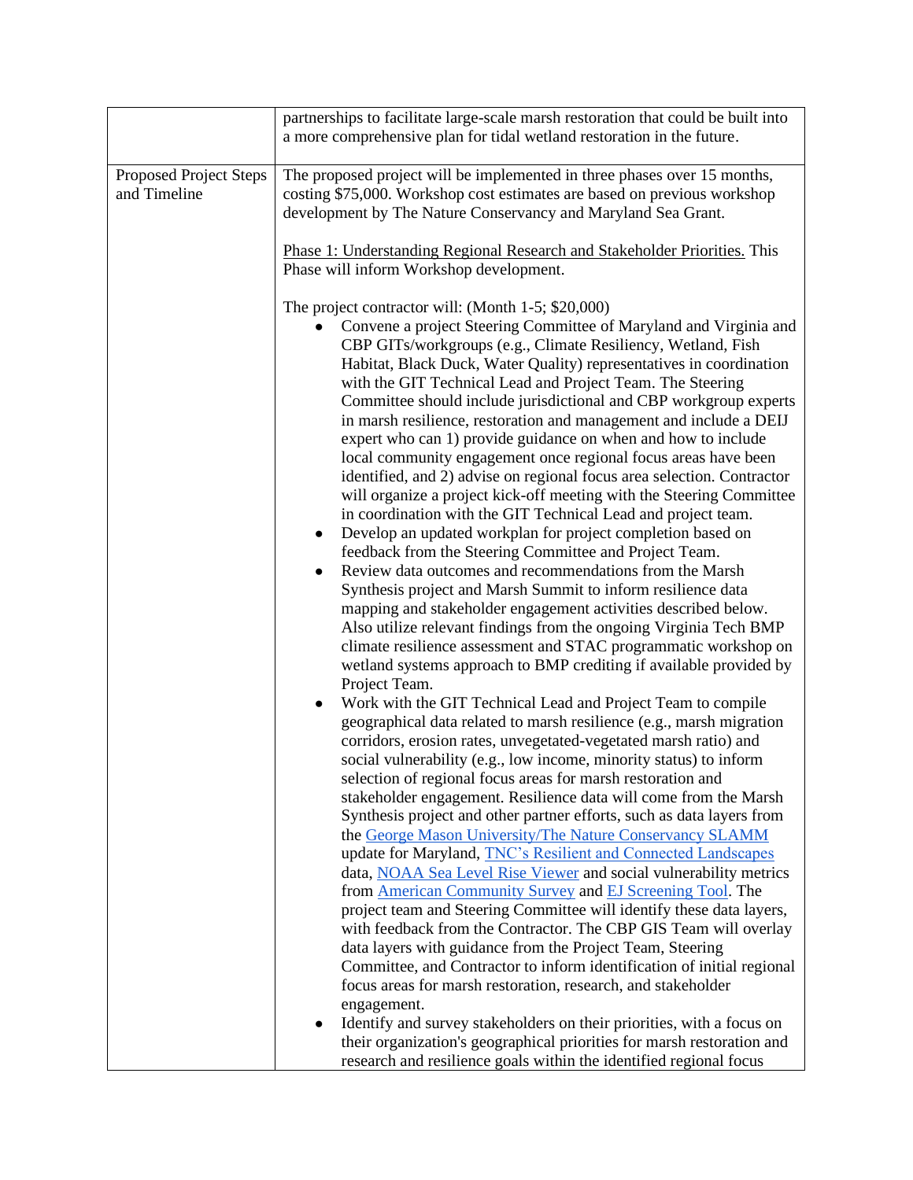| | |
|---|---|
| | partnerships to facilitate large-scale marsh restoration that could be built into a more comprehensive plan for tidal wetland restoration in the future. |
| Proposed Project Steps and Timeline | The proposed project will be implemented in three phases over 15 months, costing $75,000. Workshop cost estimates are based on previous workshop development by The Nature Conservancy and Maryland Sea Grant.<br><br><u>Phase 1: Understanding Regional Research and Stakeholder Priorities.</u> This Phase will inform Workshop development.<br><br>The project contractor will: (Month 1-5; $20,000)<br>• Convene a project Steering Committee of Maryland and Virginia and CBP GITs/workgroups (e.g., Climate Resiliency, Wetland, Fish Habitat, Black Duck, Water Quality) representatives in coordination with the GIT Technical Lead and Project Team. The Steering Committee should include jurisdictional and CBP workgroup experts in marsh resilience, restoration and management and include a DEIJ expert who can 1) provide guidance on when and how to include local community engagement once regional focus areas have been identified, and 2) advise on regional focus area selection. Contractor will organize a project kick-off meeting with the Steering Committee in coordination with the GIT Technical Lead and project team.<br>• Develop an updated workplan for project completion based on feedback from the Steering Committee and Project Team.<br>• Review data outcomes and recommendations from the Marsh Synthesis project and Marsh Summit to inform resilience data mapping and stakeholder engagement activities described below. Also utilize relevant findings from the ongoing Virginia Tech BMP climate resilience assessment and STAC programmatic workshop on wetland systems approach to BMP crediting if available provided by Project Team.<br>• Work with the GIT Technical Lead and Project Team to compile geographical data related to marsh resilience (e.g., marsh migration corridors, erosion rates, unvegetated-vegetated marsh ratio) and social vulnerability (e.g., low income, minority status) to inform selection of regional focus areas for marsh restoration and stakeholder engagement. Resilience data will come from the Marsh Synthesis project and other partner efforts, such as data layers from the George Mason University/The Nature Conservancy SLAMM update for Maryland, TNC's Resilient and Connected Landscapes data, NOAA Sea Level Rise Viewer and social vulnerability metrics from American Community Survey and EJ Screening Tool. The project team and Steering Committee will identify these data layers, with feedback from the Contractor. The CBP GIS Team will overlay data layers with guidance from the Project Team, Steering Committee, and Contractor to inform identification of initial regional focus areas for marsh restoration, research, and stakeholder engagement.<br>• Identify and survey stakeholders on their priorities, with a focus on their organization's geographical priorities for marsh restoration and research and resilience goals within the identified regional focus |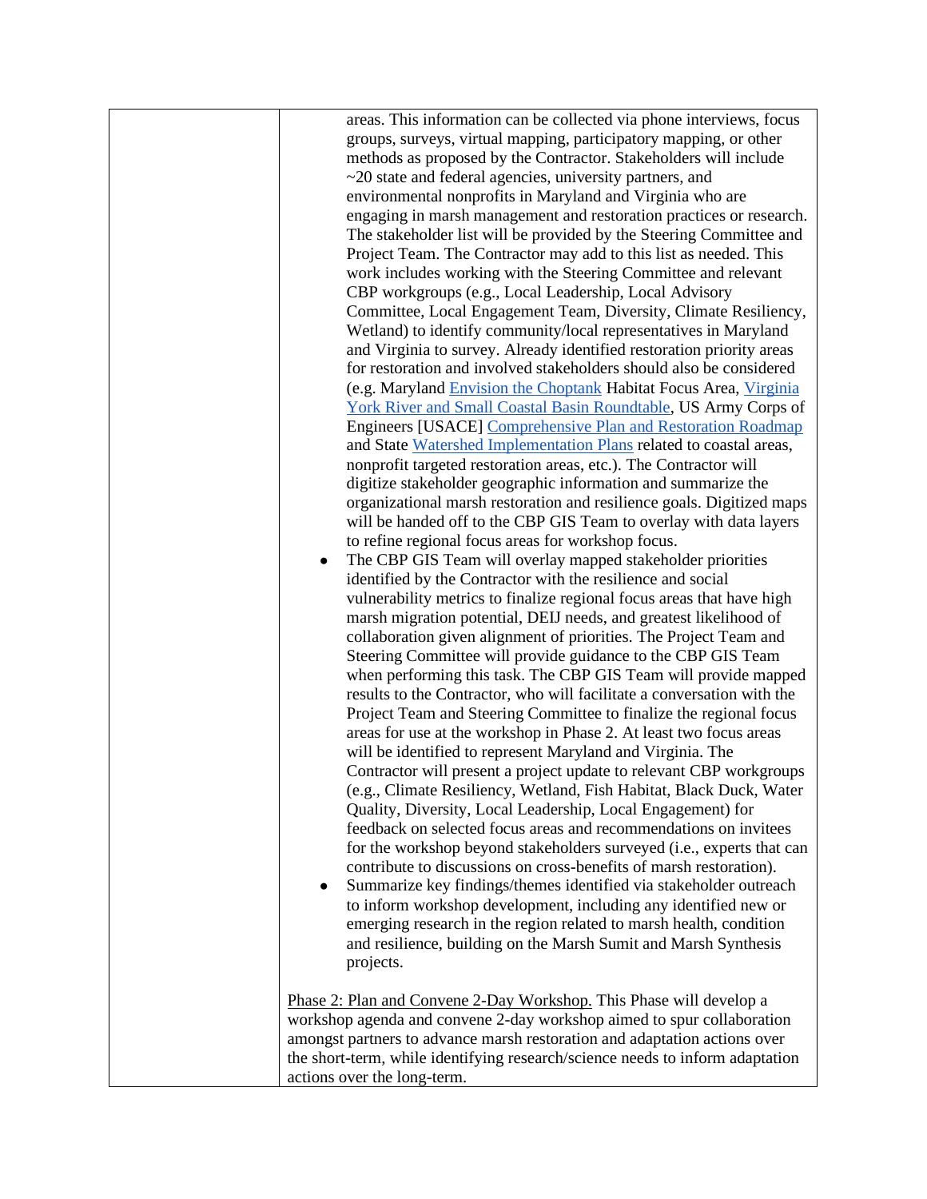| | areas. This information can be collected via phone interviews, focus groups, surveys, virtual mapping, participatory mapping, or other methods as proposed by the Contractor. Stakeholders will include ~20 state and federal agencies, university partners, and environmental nonprofits in Maryland and Virginia who are engaging in marsh management and restoration practices or research. The stakeholder list will be provided by the Steering Committee and Project Team. The Contractor may add to this list as needed. This work includes working with the Steering Committee and relevant CBP workgroups (e.g., Local Leadership, Local Advisory Committee, Local Engagement Team, Diversity, Climate Resiliency, Wetland) to identify community/local representatives in Maryland and Virginia to survey. Already identified restoration priority areas for restoration and involved stakeholders should also be considered (e.g. Maryland Envision the Choptank Habitat Focus Area, Virginia York River and Small Coastal Basin Roundtable, US Army Corps of Engineers [USACE] Comprehensive Plan and Restoration Roadmap and State Watershed Implementation Plans related to coastal areas, nonprofit targeted restoration areas, etc.). The Contractor will digitize stakeholder geographic information and summarize the organizational marsh restoration and resilience goals. Digitized maps will be handed off to the CBP GIS Team to overlay with data layers to refine regional focus areas for workshop focus.<br>• The CBP GIS Team will overlay mapped stakeholder priorities identified by the Contractor with the resilience and social vulnerability metrics to finalize regional focus areas that have high marsh migration potential, DEIJ needs, and greatest likelihood of collaboration given alignment of priorities. The Project Team and Steering Committee will provide guidance to the CBP GIS Team when performing this task. The CBP GIS Team will provide mapped results to the Contractor, who will facilitate a conversation with the Project Team and Steering Committee to finalize the regional focus areas for use at the workshop in Phase 2. At least two focus areas will be identified to represent Maryland and Virginia. The Contractor will present a project update to relevant CBP workgroups (e.g., Climate Resiliency, Wetland, Fish Habitat, Black Duck, Water Quality, Diversity, Local Leadership, Local Engagement) for feedback on selected focus areas and recommendations on invitees for the workshop beyond stakeholders surveyed (i.e., experts that can contribute to discussions on cross-benefits of marsh restoration).<br>• Summarize key findings/themes identified via stakeholder outreach to inform workshop development, including any identified new or emerging research in the region related to marsh health, condition and resilience, building on the Marsh Sumit and Marsh Synthesis projects.<br><br>Phase 2: Plan and Convene 2-Day Workshop. This Phase will develop a workshop agenda and convene 2-day workshop aimed to spur collaboration amongst partners to advance marsh restoration and adaptation actions over the short-term, while identifying research/science needs to inform adaptation actions over the long-term. |
|---|---|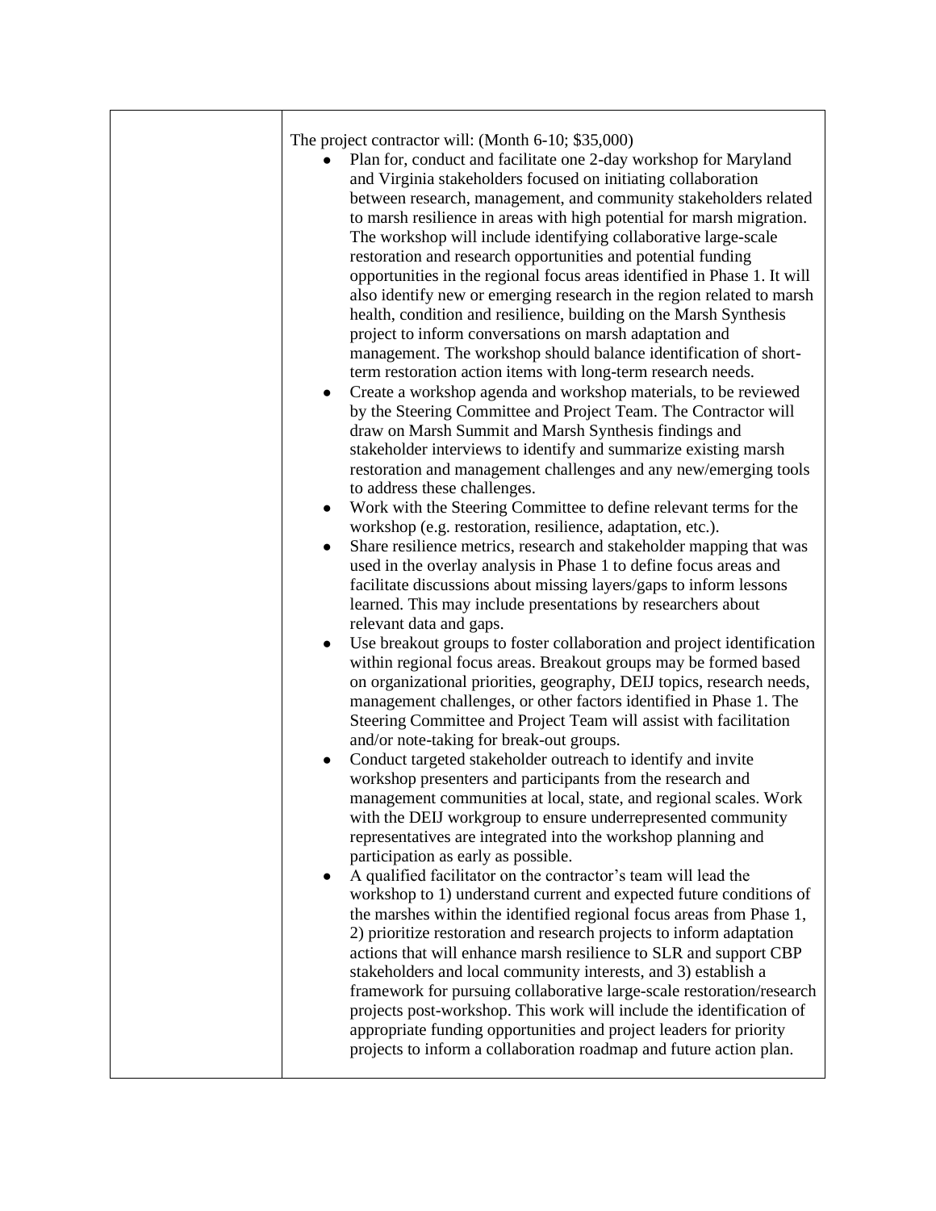| | The project contractor will: (Month 6-10; $35,000)<br>• Plan for, conduct and facilitate one 2-day workshop for Maryland and Virginia stakeholders focused on initiating collaboration between research, management, and community stakeholders related to marsh resilience in areas with high potential for marsh migration. The workshop will include identifying collaborative large-scale restoration and research opportunities and potential funding opportunities in the regional focus areas identified in Phase 1. It will also identify new or emerging research in the region related to marsh health, condition and resilience, building on the Marsh Synthesis project to inform conversations on marsh adaptation and management. The workshop should balance identification of short-term restoration action items with long-term research needs.<br>• Create a workshop agenda and workshop materials, to be reviewed by the Steering Committee and Project Team. The Contractor will draw on Marsh Summit and Marsh Synthesis findings and stakeholder interviews to identify and summarize existing marsh restoration and management challenges and any new/emerging tools to address these challenges.<br>• Work with the Steering Committee to define relevant terms for the workshop (e.g. restoration, resilience, adaptation, etc.).<br>• Share resilience metrics, research and stakeholder mapping that was used in the overlay analysis in Phase 1 to define focus areas and facilitate discussions about missing layers/gaps to inform lessons learned. This may include presentations by researchers about relevant data and gaps.<br>• Use breakout groups to foster collaboration and project identification within regional focus areas. Breakout groups may be formed based on organizational priorities, geography, DEIJ topics, research needs, management challenges, or other factors identified in Phase 1. The Steering Committee and Project Team will assist with facilitation and/or note-taking for break-out groups.<br>• Conduct targeted stakeholder outreach to identify and invite workshop presenters and participants from the research and management communities at local, state, and regional scales. Work with the DEIJ workgroup to ensure underrepresented community representatives are integrated into the workshop planning and participation as early as possible.<br>• A qualified facilitator on the contractor's team will lead the workshop to 1) understand current and expected future conditions of the marshes within the identified regional focus areas from Phase 1, 2) prioritize restoration and research projects to inform adaptation actions that will enhance marsh resilience to SLR and support CBP stakeholders and local community interests, and 3) establish a framework for pursuing collaborative large-scale restoration/research projects post-workshop. This work will include the identification of appropriate funding opportunities and project leaders for priority projects to inform a collaboration roadmap and future action plan. |
|---|---|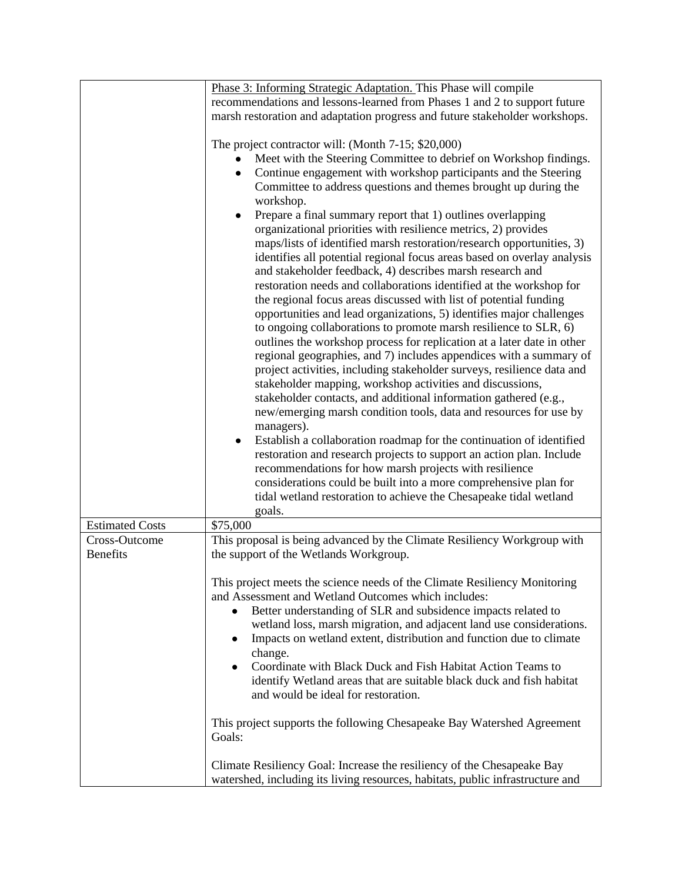| | |
|---|---|
| | <u>Phase 3: Informing Strategic Adaptation.</u> This Phase will compile recommendations and lessons-learned from Phases 1 and 2 to support future marsh restoration and adaptation progress and future stakeholder workshops.<br><br>The project contractor will: (Month 7-15; $20,000)<br>• Meet with the Steering Committee to debrief on Workshop findings.<br>• Continue engagement with workshop participants and the Steering Committee to address questions and themes brought up during the workshop.<br>• Prepare a final summary report that 1) outlines overlapping organizational priorities with resilience metrics, 2) provides maps/lists of identified marsh restoration/research opportunities, 3) identifies all potential regional focus areas based on overlay analysis and stakeholder feedback, 4) describes marsh research and restoration needs and collaborations identified at the workshop for the regional focus areas discussed with list of potential funding opportunities and lead organizations, 5) identifies major challenges to ongoing collaborations to promote marsh resilience to SLR, 6) outlines the workshop process for replication at a later date in other regional geographies, and 7) includes appendices with a summary of project activities, including stakeholder surveys, resilience data and stakeholder mapping, workshop activities and discussions, stakeholder contacts, and additional information gathered (e.g., new/emerging marsh condition tools, data and resources for use by managers).<br>• Establish a collaboration roadmap for the continuation of identified restoration and research projects to support an action plan. Include recommendations for how marsh projects with resilience considerations could be built into a more comprehensive plan for tidal wetland restoration to achieve the Chesapeake tidal wetland goals. |
| Estimated Costs | $75,000 |
| Cross-Outcome Benefits | This proposal is being advanced by the Climate Resiliency Workgroup with the support of the Wetlands Workgroup.<br><br>This project meets the science needs of the Climate Resiliency Monitoring and Assessment and Wetland Outcomes which includes:<br>• Better understanding of SLR and subsidence impacts related to wetland loss, marsh migration, and adjacent land use considerations.<br>• Impacts on wetland extent, distribution and function due to climate change.<br>• Coordinate with Black Duck and Fish Habitat Action Teams to identify Wetland areas that are suitable black duck and fish habitat and would be ideal for restoration.<br><br>This project supports the following Chesapeake Bay Watershed Agreement Goals:<br><br>Climate Resiliency Goal: Increase the resiliency of the Chesapeake Bay watershed, including its living resources, habitats, public infrastructure and |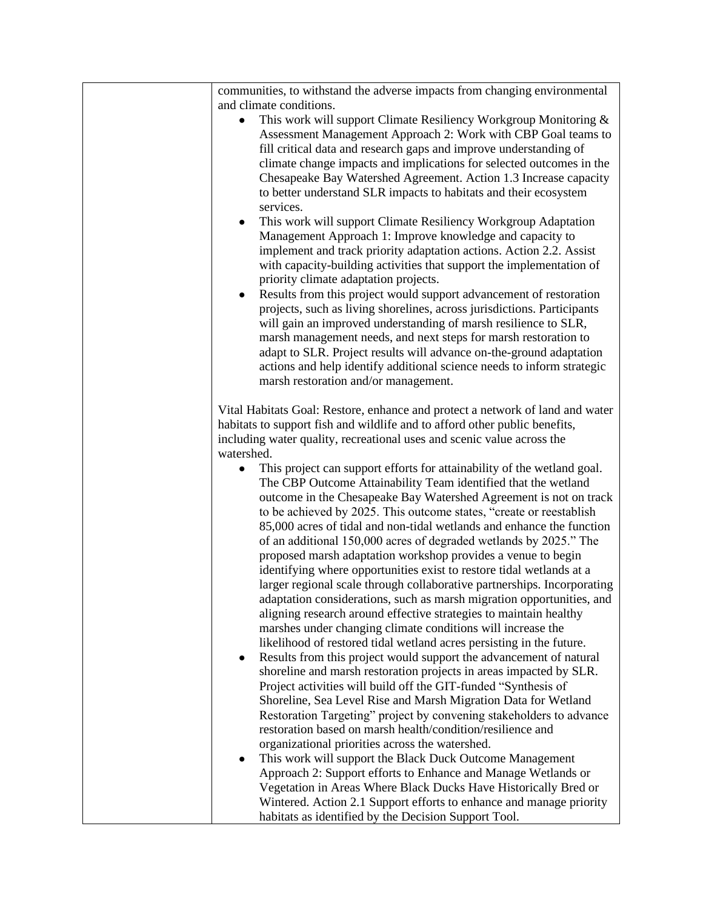| | communities, to withstand the adverse impacts from changing environmental and climate conditions.<br>• This work will support Climate Resiliency Workgroup Monitoring & Assessment Management Approach 2: Work with CBP Goal teams to fill critical data and research gaps and improve understanding of climate change impacts and implications for selected outcomes in the Chesapeake Bay Watershed Agreement. Action 1.3 Increase capacity to better understand SLR impacts to habitats and their ecosystem services.<br>• This work will support Climate Resiliency Workgroup Adaptation Management Approach 1: Improve knowledge and capacity to implement and track priority adaptation actions. Action 2.2. Assist with capacity-building activities that support the implementation of priority climate adaptation projects.<br>• Results from this project would support advancement of restoration projects, such as living shorelines, across jurisdictions. Participants will gain an improved understanding of marsh resilience to SLR, marsh management needs, and next steps for marsh restoration to adapt to SLR. Project results will advance on-the-ground adaptation actions and help identify additional science needs to inform strategic marsh restoration and/or management.<br><br>Vital Habitats Goal: Restore, enhance and protect a network of land and water habitats to support fish and wildlife and to afford other public benefits, including water quality, recreational uses and scenic value across the watershed.<br>• This project can support efforts for attainability of the wetland goal. The CBP Outcome Attainability Team identified that the wetland outcome in the Chesapeake Bay Watershed Agreement is not on track to be achieved by 2025. This outcome states, "create or reestablish 85,000 acres of tidal and non-tidal wetlands and enhance the function of an additional 150,000 acres of degraded wetlands by 2025." The proposed marsh adaptation workshop provides a venue to begin identifying where opportunities exist to restore tidal wetlands at a larger regional scale through collaborative partnerships. Incorporating adaptation considerations, such as marsh migration opportunities, and aligning research around effective strategies to maintain healthy marshes under changing climate conditions will increase the likelihood of restored tidal wetland acres persisting in the future.<br>• Results from this project would support the advancement of natural shoreline and marsh restoration projects in areas impacted by SLR. Project activities will build off the GIT-funded "Synthesis of Shoreline, Sea Level Rise and Marsh Migration Data for Wetland Restoration Targeting" project by convening stakeholders to advance restoration based on marsh health/condition/resilience and organizational priorities across the watershed.<br>• This work will support the Black Duck Outcome Management Approach 2: Support efforts to Enhance and Manage Wetlands or Vegetation in Areas Where Black Ducks Have Historically Bred or Wintered. Action 2.1 Support efforts to enhance and manage priority habitats as identified by the Decision Support Tool. |
|---|---|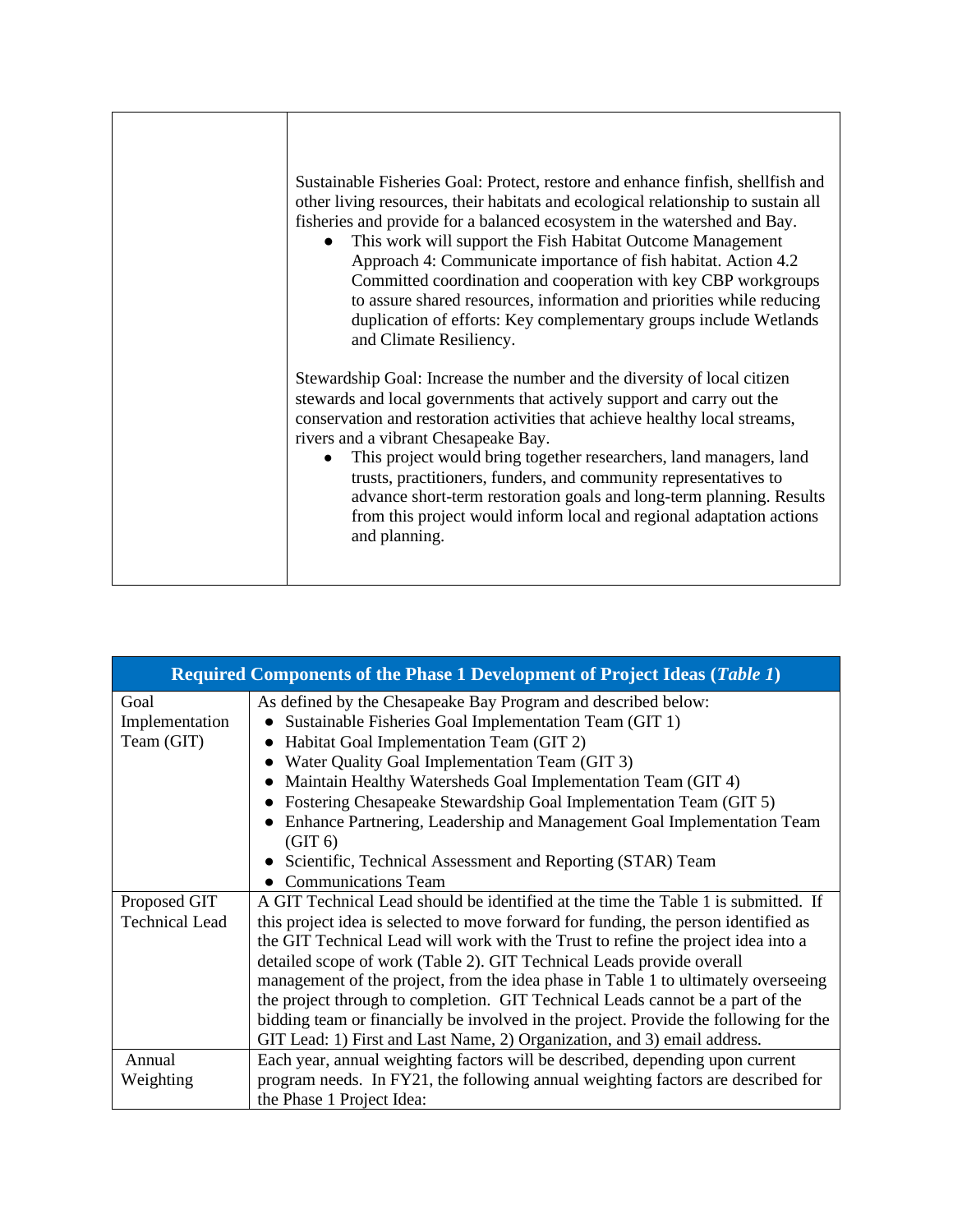| | |
|---|---|
| | Sustainable Fisheries Goal: Protect, restore and enhance finfish, shellfish and other living resources, their habitats and ecological relationship to sustain all fisheries and provide for a balanced ecosystem in the watershed and Bay.<br>• This work will support the Fish Habitat Outcome Management Approach 4: Communicate importance of fish habitat. Action 4.2 Committed coordination and cooperation with key CBP workgroups to assure shared resources, information and priorities while reducing duplication of efforts: Key complementary groups include Wetlands and Climate Resiliency.<br><br>Stewardship Goal: Increase the number and the diversity of local citizen stewards and local governments that actively support and carry out the conservation and restoration activities that achieve healthy local streams, rivers and a vibrant Chesapeake Bay.<br>• This project would bring together researchers, land managers, land trusts, practitioners, funders, and community representatives to advance short-term restoration goals and long-term planning. Results from this project would inform local and regional adaptation actions and planning. |

| **Required Components of the Phase 1 Development of Project Ideas (*Table 1*)** | |
|---|---|
| Goal Implementation Team (GIT) | As defined by the Chesapeake Bay Program and described below:<br>• Sustainable Fisheries Goal Implementation Team (GIT 1)<br>• Habitat Goal Implementation Team (GIT 2)<br>• Water Quality Goal Implementation Team (GIT 3)<br>• Maintain Healthy Watersheds Goal Implementation Team (GIT 4)<br>• Fostering Chesapeake Stewardship Goal Implementation Team (GIT 5)<br>• Enhance Partnering, Leadership and Management Goal Implementation Team (GIT 6)<br>• Scientific, Technical Assessment and Reporting (STAR) Team<br>• Communications Team |
| Proposed GIT Technical Lead | A GIT Technical Lead should be identified at the time the Table 1 is submitted. If this project idea is selected to move forward for funding, the person identified as the GIT Technical Lead will work with the Trust to refine the project idea into a detailed scope of work (Table 2). GIT Technical Leads provide overall management of the project, from the idea phase in Table 1 to ultimately overseeing the project through to completion. GIT Technical Leads cannot be a part of the bidding team or financially be involved in the project. Provide the following for the GIT Lead: 1) First and Last Name, 2) Organization, and 3) email address. |
| Annual Weighting | Each year, annual weighting factors will be described, depending upon current program needs. In FY21, the following annual weighting factors are described for the Phase 1 Project Idea: |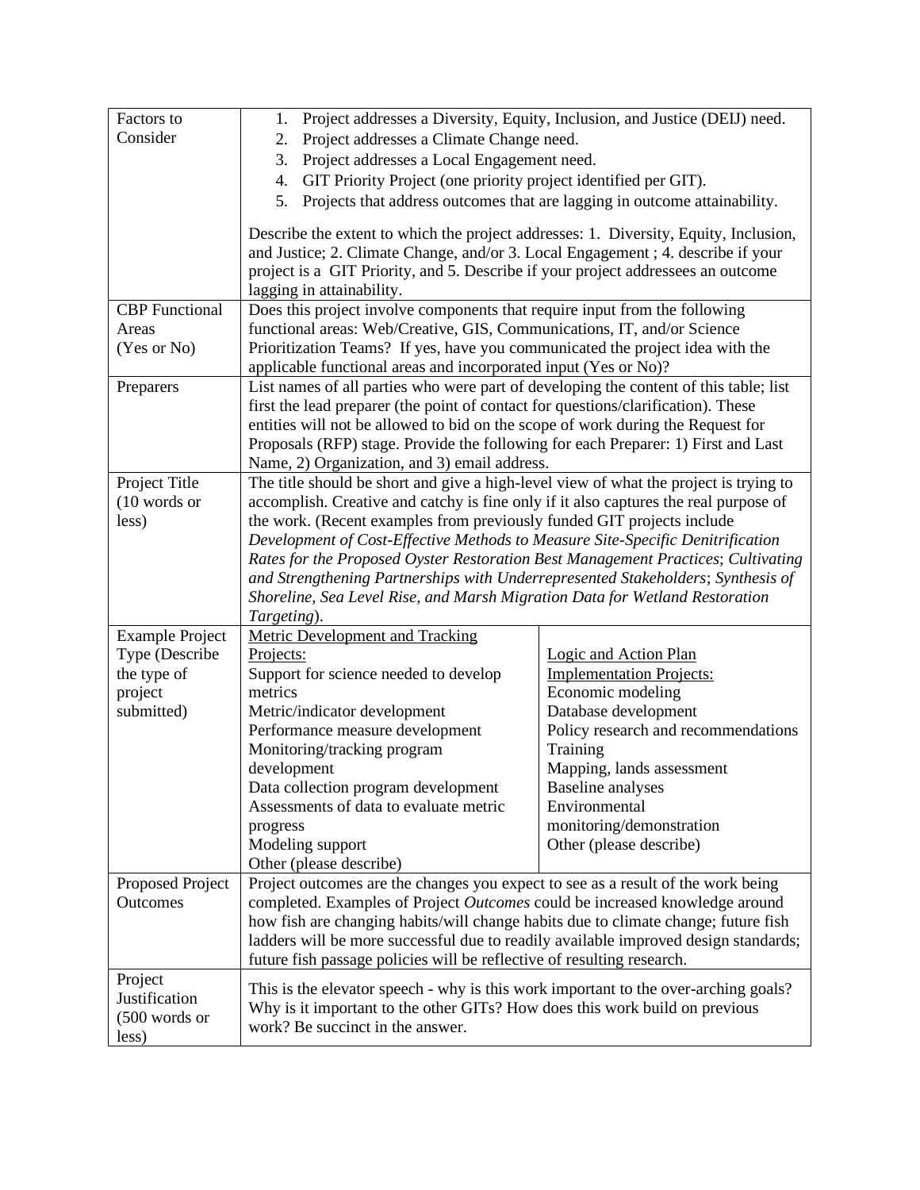| | | |
|---|---|---|
| Factors to Consider | 1. Project addresses a Diversity, Equity, Inclusion, and Justice (DEIJ) need.<br>2. Project addresses a Climate Change need.<br>3. Project addresses a Local Engagement need.<br>4. GIT Priority Project (one priority project identified per GIT).<br>5. Projects that address outcomes that are lagging in outcome attainability.<br><br>Describe the extent to which the project addresses: 1. Diversity, Equity, Inclusion, and Justice; 2. Climate Change, and/or 3. Local Engagement ; 4. describe if your project is a GIT Priority, and 5. Describe if your project addressees an outcome lagging in attainability. | |
| CBP Functional Areas (Yes or No) | Does this project involve components that require input from the following functional areas: Web/Creative, GIS, Communications, IT, and/or Science Prioritization Teams? If yes, have you communicated the project idea with the applicable functional areas and incorporated input (Yes or No)? | |
| Preparers | List names of all parties who were part of developing the content of this table; list first the lead preparer (the point of contact for questions/clarification). These entities will not be allowed to bid on the scope of work during the Request for Proposals (RFP) stage. Provide the following for each Preparer: 1) First and Last Name, 2) Organization, and 3) email address. | |
| Project Title (10 words or less) | The title should be short and give a high-level view of what the project is trying to accomplish. Creative and catchy is fine only if it also captures the real purpose of the work. (Recent examples from previously funded GIT projects include *Development of Cost-Effective Methods to Measure Site-Specific Denitrification Rates for the Proposed Oyster Restoration Best Management Practices*; *Cultivating and Strengthening Partnerships with Underrepresented Stakeholders*; *Synthesis of Shoreline, Sea Level Rise, and Marsh Migration Data for Wetland Restoration Targeting*). | |
| Example Project Type (Describe the type of project submitted) | <u>Metric Development and Tracking Projects:</u><br>Support for science needed to develop metrics<br>Metric/indicator development<br>Performance measure development<br>Monitoring/tracking program development<br>Data collection program development<br>Assessments of data to evaluate metric progress<br>Modeling support<br>Other (please describe) | <u>Logic and Action Plan Implementation Projects:</u><br>Economic modeling<br>Database development<br>Policy research and recommendations<br>Training<br>Mapping, lands assessment<br>Baseline analyses<br>Environmental monitoring/demonstration<br>Other (please describe) |
| Proposed Project Outcomes | Project outcomes are the changes you expect to see as a result of the work being completed. Examples of Project *Outcomes* could be increased knowledge around how fish are changing habits/will change habits due to climate change; future fish ladders will be more successful due to readily available improved design standards; future fish passage policies will be reflective of resulting research. | |
| Project Justification (500 words or less) | This is the elevator speech - why is this work important to the over-arching goals? Why is it important to the other GITs? How does this work build on previous work? Be succinct in the answer. | |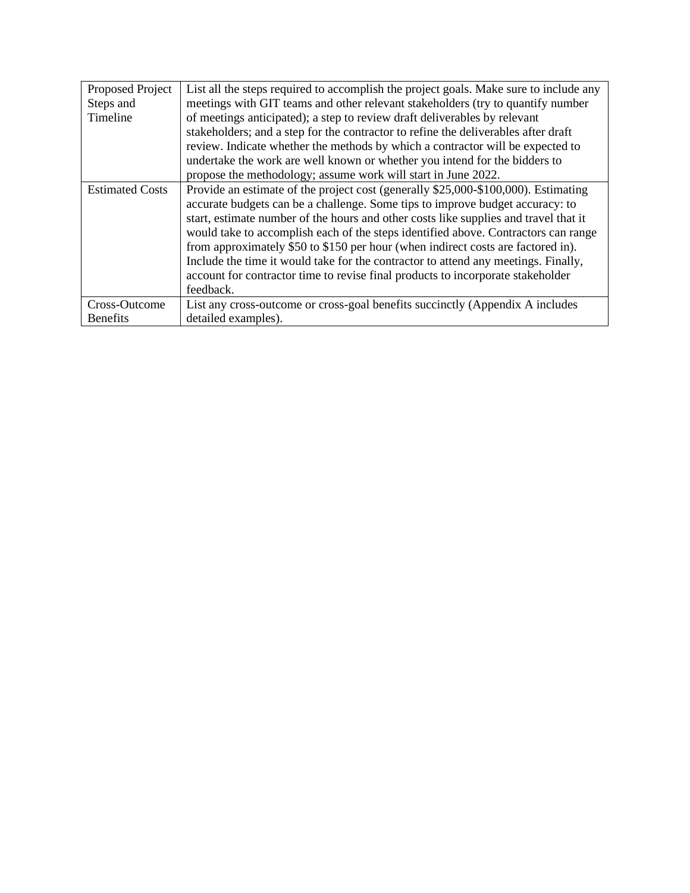| | |
|---|---|
| Proposed Project Steps and Timeline | List all the steps required to accomplish the project goals. Make sure to include any meetings with GIT teams and other relevant stakeholders (try to quantify number of meetings anticipated); a step to review draft deliverables by relevant stakeholders; and a step for the contractor to refine the deliverables after draft review. Indicate whether the methods by which a contractor will be expected to undertake the work are well known or whether you intend for the bidders to propose the methodology; assume work will start in June 2022. |
| Estimated Costs | Provide an estimate of the project cost (generally $25,000-$100,000). Estimating accurate budgets can be a challenge. Some tips to improve budget accuracy: to start, estimate number of the hours and other costs like supplies and travel that it would take to accomplish each of the steps identified above. Contractors can range from approximately $50 to $150 per hour (when indirect costs are factored in). Include the time it would take for the contractor to attend any meetings. Finally, account for contractor time to revise final products to incorporate stakeholder feedback. |
| Cross-Outcome Benefits | List any cross-outcome or cross-goal benefits succinctly (Appendix A includes detailed examples). |